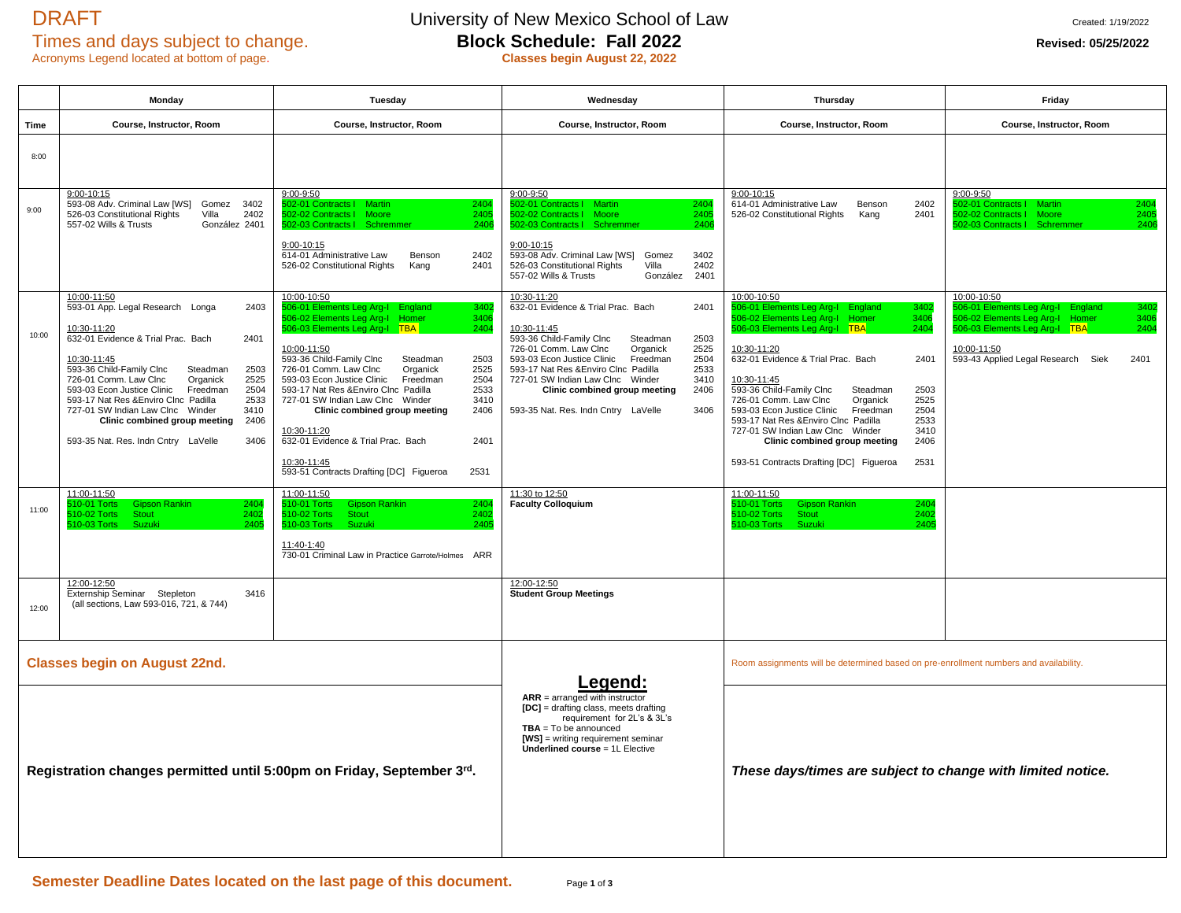DRAFT

Times and days subject to change.

Acronyms Legend located at bottom of page.

# University of New Mexico School of Law

## Block Schedule: Fall 2022

**Classes begin August 22, 2022**

Created: 1/19/2022

**Revised: 05/25/2022**

| Time | Monday | Tuesday | Wednesday | Thursday | Friday |
|---|---|---|---|---|---|
| | **Course, Instructor, Room** | **Course, Instructor, Room** | **Course, Instructor, Room** | **Course, Instructor, Room** | **Course, Instructor, Room** |
| 8:00 | | | | | |
| 9:00 | <u>9:00-10:15</u><br>593-08 Adv. Criminal Law [WS] Gomez 3402<br>526-03 Constitutional Rights Villa 2402<br>557-02 Wills & Trusts González 2401 | <u>9:00-9:50</u><br>502-01 Contracts I Martin 2404<br>502-02 Contracts I Moore 2405<br>502-03 Contracts I Schremmer 2406<br><br><u>9:00-10:15</u><br>614-01 Administrative Law Benson 2402<br>526-02 Constitutional Rights Kang 2401 | <u>9:00-9:50</u><br>502-01 Contracts I Martin 2404<br>502-02 Contracts I Moore 2405<br>502-03 Contracts I Schremmer 2406<br><br><u>9:00-10:15</u><br>593-08 Adv. Criminal Law [WS] Gomez 3402<br>526-03 Constitutional Rights Villa 2402<br>557-02 Wills & Trusts González 2401 | <u>9:00-10:15</u><br>614-01 Administrative Law Benson 2402<br>526-02 Constitutional Rights Kang 2401 | <u>9:00-9:50</u><br>502-01 Contracts I Martin 2404<br>502-02 Contracts I Moore 2405<br>502-03 Contracts I Schremmer 2406 |
| 10:00 | <u>10:00-11:50</u><br>593-01 App. Legal Research Longa 2403<br><br><u>10:30-11:20</u><br>632-01 Evidence & Trial Prac. Bach 2401<br><br><u>10:30-11:45</u><br>593-36 Child-Family Clnc Steadman 2503<br>726-01 Comm. Law Clnc Organick 2525<br>593-03 Econ Justice Clinic Freedman 2504<br>593-17 Nat Res &Enviro Clnc Padilla 2533<br>727-01 SW Indian Law Clnc Winder 3410<br>**Clinic combined group meeting** 2406<br><br>593-35 Nat. Res. Indn Cntry LaVelle 3406 | <u>10:00-10:50</u><br>506-01 Elements Leg Arg-I England 3402<br>506-02 Elements Leg Arg-I Homer 3406<br>506-03 Elements Leg Arg-I TBA 2404<br><br><u>10:00-11:50</u><br>593-36 Child-Family Clnc Steadman 2503<br>726-01 Comm. Law Clnc Organick 2525<br>593-03 Econ Justice Clinic Freedman 2504<br>593-17 Nat Res &Enviro Clnc Padilla 2533<br>727-01 SW Indian Law Clnc Winder 3410<br>**Clinic combined group meeting** 2406<br><br><u>10:30-11:20</u><br>632-01 Evidence & Trial Prac. Bach 2401<br><br><u>10:30-11:45</u><br>593-51 Contracts Drafting [DC] Figueroa 2531 | <u>10:30-11:20</u><br>632-01 Evidence & Trial Prac. Bach 2401<br><br><u>10:30-11:45</u><br>593-36 Child-Family Clnc Steadman 2503<br>726-01 Comm. Law Clnc Organick 2525<br>593-03 Econ Justice Clinic Freedman 2504<br>593-17 Nat Res &Enviro Clnc Padilla 2533<br>727-01 SW Indian Law Clnc Winder 3410<br>**Clinic combined group meeting** 2406<br><br>593-35 Nat. Res. Indn Cntry LaVelle 3406 | <u>10:00-10:50</u><br>506-01 Elements Leg Arg-I England 3402<br>506-02 Elements Leg Arg-I Homer 3406<br>506-03 Elements Leg Arg-I TBA 2404<br><br><u>10:30-11:20</u><br>632-01 Evidence & Trial Prac. Bach 2401<br><br><u>10:30-11:45</u><br>593-36 Child-Family Clnc Steadman 2503<br>726-01 Comm. Law Clnc Organick 2525<br>593-03 Econ Justice Clinic Freedman 2504<br>593-17 Nat Res &Enviro Clnc Padilla 2533<br>727-01 SW Indian Law Clnc Winder 3410<br>**Clinic combined group meeting** 2406<br><br>593-51 Contracts Drafting [DC] Figueroa 2531 | <u>10:00-10:50</u><br>506-01 Elements Leg Arg-I England 3402<br>506-02 Elements Leg Arg-I Homer 3406<br>506-03 Elements Leg Arg-I TBA 2404<br><br><u>10:00-11:50</u><br>593-43 Applied Legal Research Siek 2401 |
| 11:00 | <u>11:00-11:50</u><br>510-01 Torts Gipson Rankin 2404<br>510-02 Torts Stout 2402<br>510-03 Torts Suzuki 2405 | <u>11:00-11:50</u><br>510-01 Torts Gipson Rankin 2404<br>510-02 Torts Stout 2402<br>510-03 Torts Suzuki 2405<br><br><u>11:40-1:40</u><br>730-01 Criminal Law in Practice Garrote/Holmes ARR | <u>11:30 to 12:50</u><br>**Faculty Colloquium** | <u>11:00-11:50</u><br>510-01 Torts Gipson Rankin 2404<br>510-02 Torts Stout 2402<br>510-03 Torts Suzuki 2405 | |
| 12:00 | <u>12:00-12:50</u><br>Externship Seminar Stepleton 3416<br>(all sections, Law 593-016, 721, & 744) | | <u>12:00-12:50</u><br>**Student Group Meetings** | | |

**Classes begin on August 22nd.**

Room assignments will be determined based on pre-enrollment numbers and availability.

**Registration changes permitted until 5:00pm on Friday, September 3rd.**

## **Legend:**

**ARR** = arranged with instructor
**[DC]** = drafting class, meets drafting requirement for 2L's & 3L's
**TBA** = To be announced
**[WS]** = writing requirement seminar
**Underlined course** = 1L Elective

***These days/times are subject to change with limited notice.***

**Semester Deadline Dates located on the last page of this document.**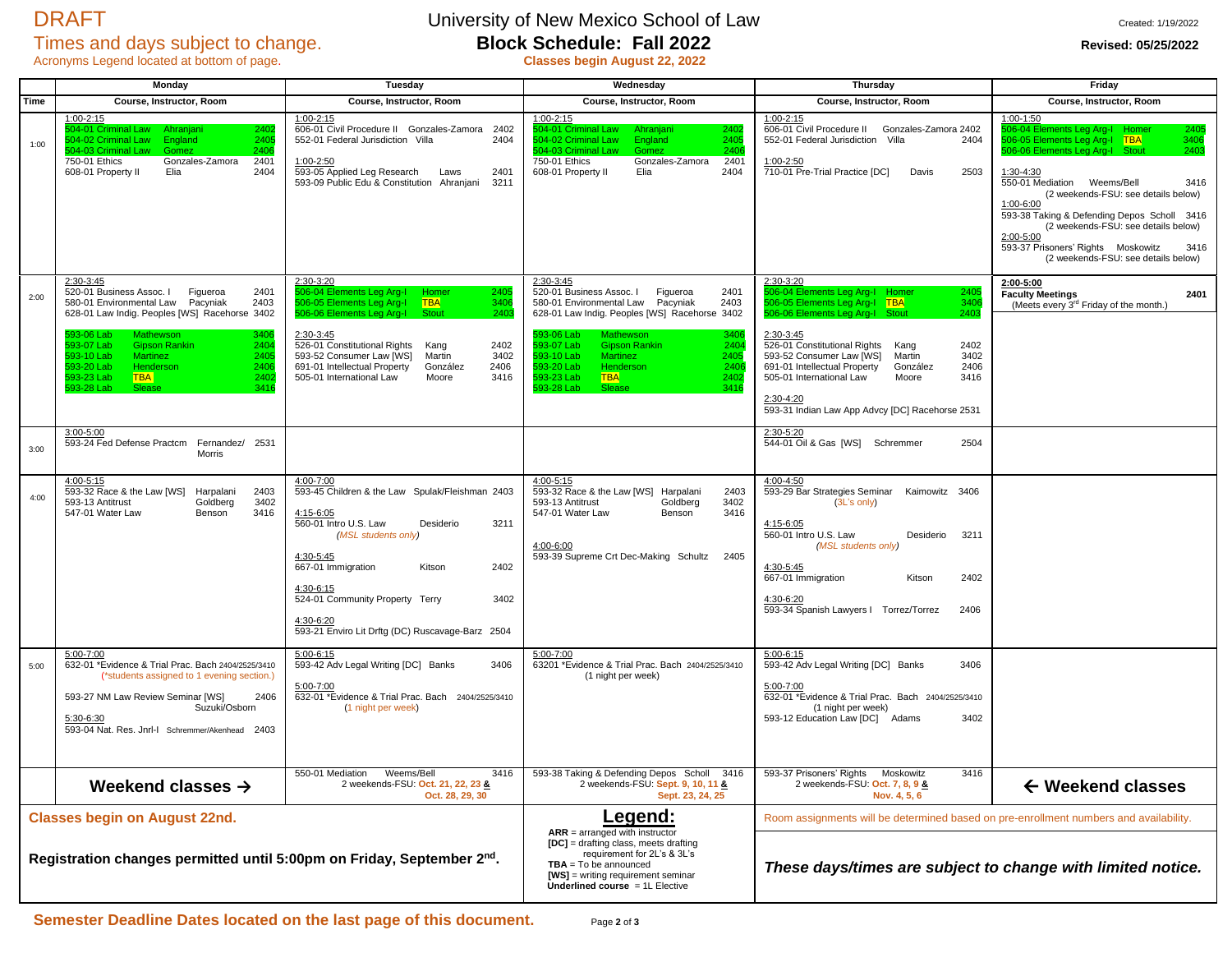DRAFT

Times and days subject to change.

Acronyms Legend located at bottom of page.

# University of New Mexico School of Law

## Block Schedule: Fall 2022

**Classes begin August 22, 2022**

Created: 1/19/2022

**Revised: 05/25/2022**

| Time | Monday | Tuesday | Wednesday | Thursday | Friday |
|---|---|---|---|---|---|
| | Course, Instructor, Room | Course, Instructor, Room | Course, Instructor, Room | Course, Instructor, Room | Course, Instructor, Room |
| 1:00 | 1:00-2:15<br>504-01 Criminal Law Ahranjani 2402<br>504-02 Criminal Law England 2405<br>504-03 Criminal Law Gomez 2406<br>750-01 Ethics Gonzales-Zamora 2401<br>608-01 Property II Elia 2404 | 1:00-2:15<br>606-01 Civil Procedure II Gonzales-Zamora 2402<br>552-01 Federal Jurisdiction Villa 2404<br><br>1:00-2:50<br>593-05 Applied Leg Research Laws 2401<br>593-09 Public Edu & Constitution Ahranjani 3211 | 1:00-2:15<br>504-01 Criminal Law Ahranjani 2402<br>504-02 Criminal Law England 2405<br>504-03 Criminal Law Gomez 2406<br>750-01 Ethics Gonzales-Zamora 2401<br>608-01 Property II Elia 2404 | 1:00-2:15<br>606-01 Civil Procedure II Gonzales-Zamora 2402<br>552-01 Federal Jurisdiction Villa 2404<br><br>1:00-2:50<br>710-01 Pre-Trial Practice [DC] Davis 2503 | 1:00-1:50<br>506-04 Elements Leg Arg-I Homer 2405<br>506-05 Elements Leg Arg-I TBA 3406<br>506-06 Elements Leg Arg-I Stout 2403<br><br>1:30-4:30<br>550-01 Mediation Weems/Bell 3416<br>(2 weekends-FSU: see details below)<br>1:00-6:00<br>593-38 Taking & Defending Depos Scholl 3416<br>(2 weekends-FSU: see details below)<br>2:00-5:00<br>593-37 Prisoners' Rights Moskowitz 3416<br>(2 weekends-FSU: see details below) |
| 2:00 | 2:30-3:45<br>520-01 Business Assoc. I Figueroa 2401<br>580-01 Environmental Law Pacyniak 2403<br>628-01 Law Indig. Peoples [WS] Racehorse 3402<br><br>593-06 Lab Mathewson 3406<br>593-07 Lab Gipson Rankin 2404<br>593-10 Lab Martinez 2405<br>593-20 Lab Henderson 2406<br>593-23 Lab TBA 2402<br>593-28 Lab Slease 3416 | 2:30-3:20<br>506-04 Elements Leg Arg-I Homer 2405<br>506-05 Elements Leg Arg-I TBA 3406<br>506-06 Elements Leg Arg-I Stout 2403<br><br>2:30-3:45<br>526-01 Constitutional Rights Kang 2402<br>593-52 Consumer Law [WS] Martin 3402<br>691-01 Intellectual Property González 2406<br>505-01 International Law Moore 3416 | 2:30-3:45<br>520-01 Business Assoc. I Figueroa 2401<br>580-01 Environmental Law Pacyniak 2403<br>628-01 Law Indig. Peoples [WS] Racehorse 3402<br><br>593-06 Lab Mathewson 3406<br>593-07 Lab Gipson Rankin 2404<br>593-10 Lab Martinez 2405<br>593-20 Lab Henderson 2406<br>593-23 Lab TBA 2402<br>593-28 Lab Slease 3416 | 2:30-3:20<br>506-04 Elements Leg Arg-I Homer 2405<br>506-05 Elements Leg Arg-I TBA 3406<br>506-06 Elements Leg Arg-I Stout 2403<br><br>2:30-3:45<br>526-01 Constitutional Rights Kang 2402<br>593-52 Consumer Law [WS] Martin 3402<br>691-01 Intellectual Property González 2406<br>505-01 International Law Moore 3416<br><br>2:30-4:20<br>593-31 Indian Law App Advcy [DC] Racehorse 2531 | **2:00-5:00**<br>**Faculty Meetings** **2401**<br>(Meets every 3rd Friday of the month.) |
| 3:00 | 3:00-5:00<br>593-24 Fed Defense Practcm Fernandez/ Morris 2531 | | | 2:30-5:20<br>544-01 Oil & Gas [WS] Schremmer 2504 | |
| 4:00 | 4:00-5:15<br>593-32 Race & the Law [WS] Harpalani 2403<br>593-13 Antitrust Goldberg 3402<br>547-01 Water Law Benson 3416 | 4:00-7:00<br>593-45 Children & the Law Spulak/Fleishman 2403<br><br>4:15-6:05<br>560-01 Intro U.S. Law Desiderio 3211<br>*(MSL students only)*<br><br>4:30-5:45<br>667-01 Immigration Kitson 2402<br><br>4:30-6:15<br>524-01 Community Property Terry 3402<br><br>4:30-6:20<br>593-21 Enviro Lit Drftg (DC) Ruscavage-Barz 2504 | 4:00-5:15<br>593-32 Race & the Law [WS] Harpalani 2403<br>593-13 Antitrust Goldberg 3402<br>547-01 Water Law Benson 3416<br><br>4:00-6:00<br>593-39 Supreme Crt Dec-Making Schultz 2405 | 4:00-4:50<br>593-29 Bar Strategies Seminar Kaimowitz 3406<br>(3L's only)<br><br>4:15-6:05<br>560-01 Intro U.S. Law Desiderio 3211<br>*(MSL students only)*<br><br>4:30-5:45<br>667-01 Immigration Kitson 2402<br><br>4:30-6:20<br>593-34 Spanish Lawyers I Torrez/Torrez 2406 | |
| 5:00 | 5:00-7:00<br>632-01 *Evidence & Trial Prac. Bach 2404/2525/3410<br>(*students assigned to 1 evening section.)<br><br>593-27 NM Law Review Seminar [WS] Suzuki/Osborn 2406<br>5:30-6:30<br>593-04 Nat. Res. Jnrl-I Schremmer/Akenhead 2403 | 5:00-6:15<br>593-42 Adv Legal Writing [DC] Banks 3406<br><br>5:00-7:00<br>632-01 *Evidence & Trial Prac. Bach 2404/2525/3410<br>(1 night per week) | 5:00-7:00<br>63201 *Evidence & Trial Prac. Bach 2404/2525/3410<br>(1 night per week) | 5:00-6:15<br>593-42 Adv Legal Writing [DC] Banks 3406<br><br>5:00-7:00<br>632-01 *Evidence & Trial Prac. Bach 2404/2525/3410<br>(1 night per week)<br>593-12 Education Law [DC] Adams 3402 | |
| | **Weekend classes →** | 550-01 Mediation Weems/Bell 3416<br>2 weekends-FSU: Oct. 21, 22, 23 & Oct. 28, 29, 30 | 593-38 Taking & Defending Depos Scholl 3416<br>2 weekends-FSU: Sept. 9, 10, 11 & Sept. 23, 24, 25 | 593-37 Prisoners' Rights Moskowitz 3416<br>2 weekends-FSU: Oct. 7, 8, 9 & Nov. 4, 5, 6 | **← Weekend classes** |

**Classes begin on August 22nd.**

**Registration changes permitted until 5:00pm on Friday, September 2nd.**

**Legend:**

- **ARR** = arranged with instructor
- **[DC]** = drafting class, meets drafting requirement for 2L's & 3L's
- **TBA** = To be announced
- **[WS]** = writing requirement seminar
- **Underlined course** = 1L Elective

Room assignments will be determined based on pre-enrollment numbers and availability.

***These days/times are subject to change with limited notice.***

**Semester Deadline Dates located on the last page of this document.**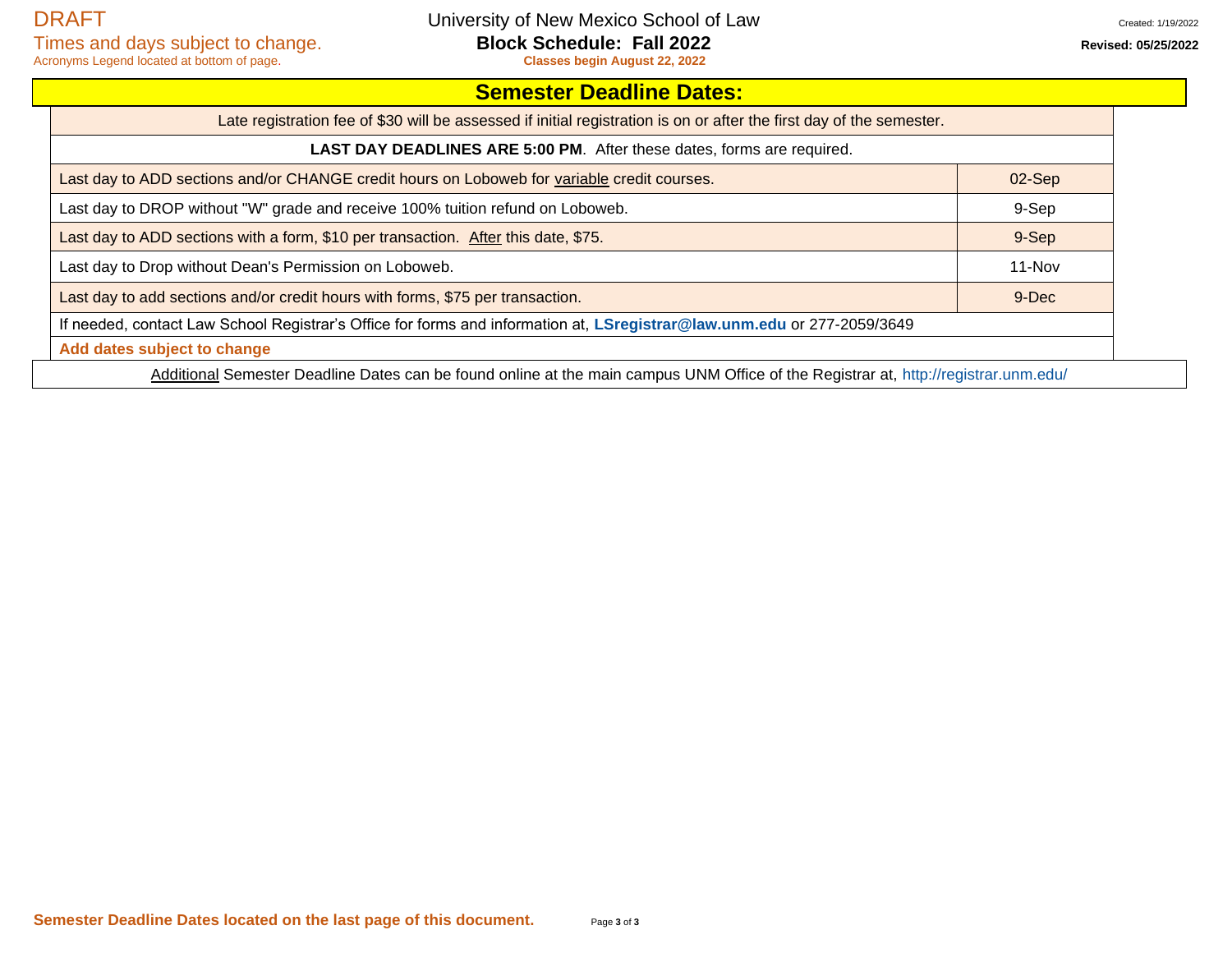DRAFT

Times and days subject to change.

Acronyms Legend located at bottom of page.

University of New Mexico School of Law

**Block Schedule: Fall 2022**

**Classes begin August 22, 2022**

Created: 1/19/2022

**Revised: 05/25/2022**

## Semester Deadline Dates:

Late registration fee of $30 will be assessed if initial registration is on or after the first day of the semester.

**LAST DAY DEADLINES ARE 5:00 PM**. After these dates, forms are required.

| | |
|---|---|
| Last day to ADD sections and/or CHANGE credit hours on Loboweb for variable credit courses. | 02-Sep |
| Last day to DROP without "W" grade and receive 100% tuition refund on Loboweb. | 9-Sep |
| Last day to ADD sections with a form, $10 per transaction. After this date, $75. | 9-Sep |
| Last day to Drop without Dean's Permission on Loboweb. | 11-Nov |
| Last day to add sections and/or credit hours with forms, $75 per transaction. | 9-Dec |

If needed, contact Law School Registrar's Office for forms and information at, **LSregistrar@law.unm.edu** or 277-2059/3649

**Add dates subject to change**

Additional Semester Deadline Dates can be found online at the main campus UNM Office of the Registrar at, http://registrar.unm.edu/

**Semester Deadline Dates located on the last page of this document.**